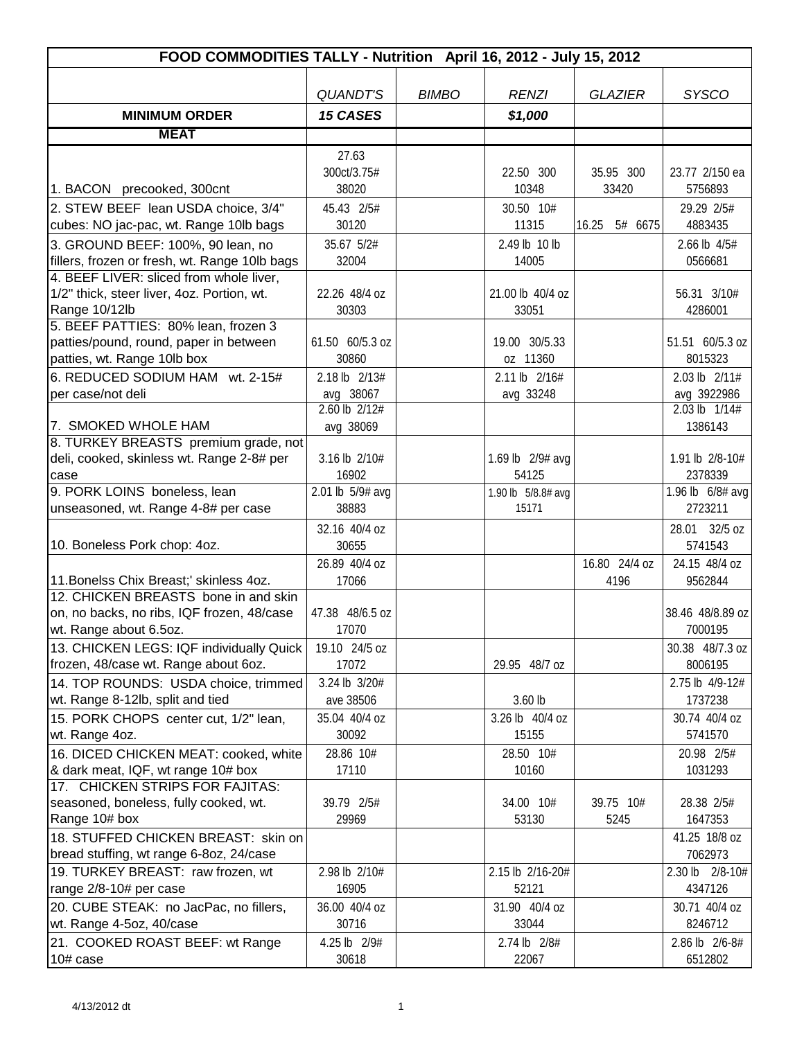| FOOD COMMODITIES TALLY - Nutrition April 16, 2012 - July 15, 2012 | | | | | |
|---|---|---|---|---|---|
| | *QUANDT'S* | *BIMBO* | *RENZI* | *GLAZIER* | *SYSCO* |
| **MINIMUM ORDER** | ***15 CASES*** | | ***$1,000*** | | |
| **MEAT** | | | | | |
| 1. BACON precooked, 300cnt | 27.63 300ct/3.75# 38020 | | 22.50 300 10348 | 35.95 300 33420 | 23.77 2/150 ea 5756893 |
| 2. STEW BEEF lean USDA choice, 3/4" cubes: NO jac-pac, wt. Range 10lb bags | 45.43 2/5# 30120 | | 30.50 10# 11315 | 16.25 5# 6675 | 29.29 2/5# 4883435 |
| 3. GROUND BEEF: 100%, 90 lean, no fillers, frozen or fresh, wt. Range 10lb bags | 35.67 5/2# 32004 | | 2.49 lb 10 lb 14005 | | 2.66 lb 4/5# 0566681 |
| 4. BEEF LIVER: sliced from whole liver, 1/2" thick, steer liver, 4oz. Portion, wt. Range 10/12lb | 22.26 48/4 oz 30303 | | 21.00 lb 40/4 oz 33051 | | 56.31 3/10# 4286001 |
| 5. BEEF PATTIES: 80% lean, frozen 3 patties/pound, round, paper in between patties, wt. Range 10lb box | 61.50 60/5.3 oz 30860 | | 19.00 30/5.33 oz 11360 | | 51.51 60/5.3 oz 8015323 |
| 6. REDUCED SODIUM HAM wt. 2-15# per case/not deli | 2.18 lb 2/13# avg 38067 | | 2.11 lb 2/16# avg 33248 | | 2.03 lb 2/11# avg 3922986 |
| 7. SMOKED WHOLE HAM | 2.60 lb 2/12# avg 38069 | | | | 2.03 lb 1/14# 1386143 |
| 8. TURKEY BREASTS premium grade, not deli, cooked, skinless wt. Range 2-8# per case | 3.16 lb 2/10# 16902 | | 1.69 lb 2/9# avg 54125 | | 1.91 lb 2/8-10# 2378339 |
| 9. PORK LOINS boneless, lean unseasoned, wt. Range 4-8# per case | 2.01 lb 5/9# avg 38883 | | 1.90 lb 5/8.8# avg 15171 | | 1.96 lb 6/8# avg 2723211 |
| 10. Boneless Pork chop: 4oz. | 32.16 40/4 oz 30655 | | | | 28.01 32/5 oz 5741543 |
| 11.Bonelss Chix Breast;' skinless 4oz. | 26.89 40/4 oz 17066 | | | 16.80 24/4 oz 4196 | 24.15 48/4 oz 9562844 |
| 12. CHICKEN BREASTS bone in and skin on, no backs, no ribs, IQF frozen, 48/case wt. Range about 6.5oz. | 47.38 48/6.5 oz 17070 | | | | 38.46 48/8.89 oz 7000195 |
| 13. CHICKEN LEGS: IQF individually Quick frozen, 48/case wt. Range about 6oz. | 19.10 24/5 oz 17072 | | 29.95 48/7 oz | | 30.38 48/7.3 oz 8006195 |
| 14. TOP ROUNDS: USDA choice, trimmed wt. Range 8-12lb, split and tied | 3.24 lb 3/20# ave 38506 | | 3.60 lb | | 2.75 lb 4/9-12# 1737238 |
| 15. PORK CHOPS center cut, 1/2" lean, wt. Range 4oz. | 35.04 40/4 oz 30092 | | 3.26 lb 40/4 oz 15155 | | 30.74 40/4 oz 5741570 |
| 16. DICED CHICKEN MEAT: cooked, white & dark meat, IQF, wt range 10# box | 28.86 10# 17110 | | 28.50 10# 10160 | | 20.98 2/5# 1031293 |
| 17. CHICKEN STRIPS FOR FAJITAS: seasoned, boneless, fully cooked, wt. Range 10# box | 39.79 2/5# 29969 | | 34.00 10# 53130 | 39.75 10# 5245 | 28.38 2/5# 1647353 |
| 18. STUFFED CHICKEN BREAST: skin on bread stuffing, wt range 6-8oz, 24/case | | | | | 41.25 18/8 oz 7062973 |
| 19. TURKEY BREAST: raw frozen, wt range 2/8-10# per case | 2.98 lb 2/10# 16905 | | 2.15 lb 2/16-20# 52121 | | 2.30 lb 2/8-10# 4347126 |
| 20. CUBE STEAK: no JacPac, no fillers, wt. Range 4-5oz, 40/case | 36.00 40/4 oz 30716 | | 31.90 40/4 oz 33044 | | 30.71 40/4 oz 8246712 |
| 21. COOKED ROAST BEEF: wt Range 10# case | 4.25 lb 2/9# 30618 | | 2.74 lb 2/8# 22067 | | 2.86 lb 2/6-8# 6512802 |

4/13/2012 dt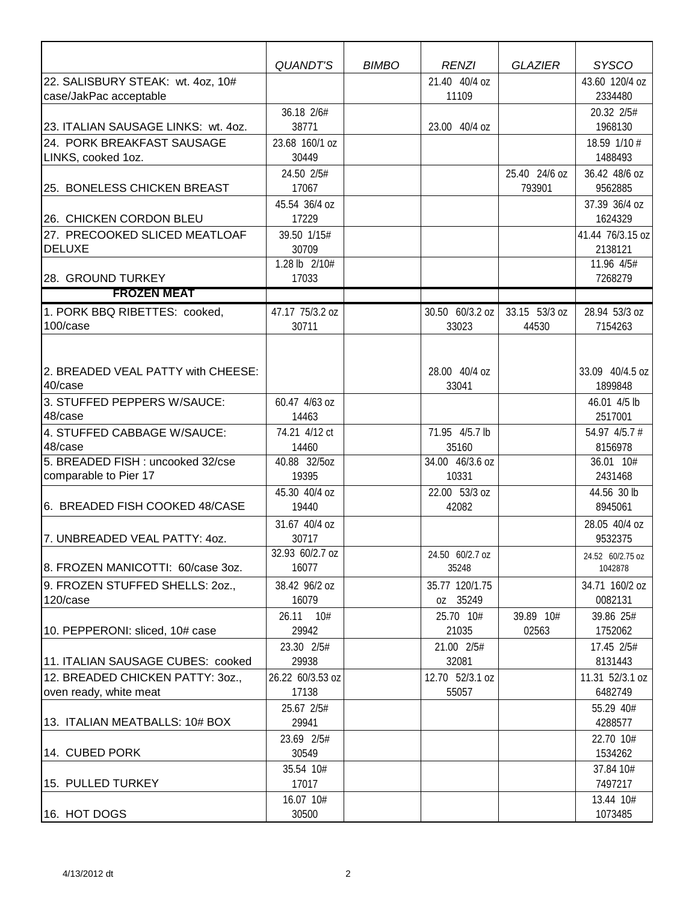| | *QUANDT'S* | *BIMBO* | *RENZI* | *GLAZIER* | *SYSCO* |
|---|---|---|---|---|---|
| 22. SALISBURY STEAK: wt. 4oz, 10# case/JakPac acceptable | | | 21.40 40/4 oz 11109 | | 43.60 120/4 oz 2334480 |
| 23. ITALIAN SAUSAGE LINKS: wt. 4oz. | 36.18 2/6# 38771 | | 23.00 40/4 oz | | 20.32 2/5# 1968130 |
| 24. PORK BREAKFAST SAUSAGE LINKS, cooked 1oz. | 23.68 160/1 oz 30449 | | | | 18.59 1/10 # 1488493 |
| 25. BONELESS CHICKEN BREAST | 24.50 2/5# 17067 | | | 25.40 24/6 oz 793901 | 36.42 48/6 oz 9562885 |
| 26. CHICKEN CORDON BLEU | 45.54 36/4 oz 17229 | | | | 37.39 36/4 oz 1624329 |
| 27. PRECOOKED SLICED MEATLOAF DELUXE | 39.50 1/15# 30709 | | | | 41.44 76/3.15 oz 2138121 |
| 28. GROUND TURKEY | 1.28 lb 2/10# 17033 | | | | 11.96 4/5# 7268279 |
| **FROZEN MEAT** | | | | | |
| 1. PORK BBQ RIBETTES: cooked, 100/case | 47.17 75/3.2 oz 30711 | | 30.50 60/3.2 oz 33023 | 33.15 53/3 oz 44530 | 28.94 53/3 oz 7154263 |
| 2. BREADED VEAL PATTY with CHEESE: 40/case | | | 28.00 40/4 oz 33041 | | 33.09 40/4.5 oz 1899848 |
| 3. STUFFED PEPPERS W/SAUCE: 48/case | 60.47 4/63 oz 14463 | | | | 46.01 4/5 lb 2517001 |
| 4. STUFFED CABBAGE W/SAUCE: 48/case | 74.21 4/12 ct 14460 | | 71.95 4/5.7 lb 35160 | | 54.97 4/5.7 # 8156978 |
| 5. BREADED FISH : uncooked 32/cse comparable to Pier 17 | 40.88 32/5oz 19395 | | 34.00 46/3.6 oz 10331 | | 36.01 10# 2431468 |
| 6. BREADED FISH COOKED 48/CASE | 45.30 40/4 oz 19440 | | 22.00 53/3 oz 42082 | | 44.56 30 lb 8945061 |
| 7. UNBREADED VEAL PATTY: 4oz. | 31.67 40/4 oz 30717 | | | | 28.05 40/4 oz 9532375 |
| 8. FROZEN MANICOTTI: 60/case 3oz. | 32.93 60/2.7 oz 16077 | | 24.50 60/2.7 oz 35248 | | 24.52 60/2.75 oz 1042878 |
| 9. FROZEN STUFFED SHELLS: 2oz., 120/case | 38.42 96/2 oz 16079 | | 35.77 120/1.75 oz 35249 | | 34.71 160/2 oz 0082131 |
| 10. PEPPERONI: sliced, 10# case | 26.11 10# 29942 | | 25.70 10# 21035 | 39.89 10# 02563 | 39.86 25# 1752062 |
| 11. ITALIAN SAUSAGE CUBES: cooked | 23.30 2/5# 29938 | | 21.00 2/5# 32081 | | 17.45 2/5# 8131443 |
| 12. BREADED CHICKEN PATTY: 3oz., oven ready, white meat | 26.22 60/3.53 oz 17138 | | 12.70 52/3.1 oz 55057 | | 11.31 52/3.1 oz 6482749 |
| 13. ITALIAN MEATBALLS: 10# BOX | 25.67 2/5# 29941 | | | | 55.29 40# 4288577 |
| 14. CUBED PORK | 23.69 2/5# 30549 | | | | 22.70 10# 1534262 |
| 15. PULLED TURKEY | 35.54 10# 17017 | | | | 37.84 10# 7497217 |
| 16. HOT DOGS | 16.07 10# 30500 | | | | 13.44 10# 1073485 |

4/13/2012 dt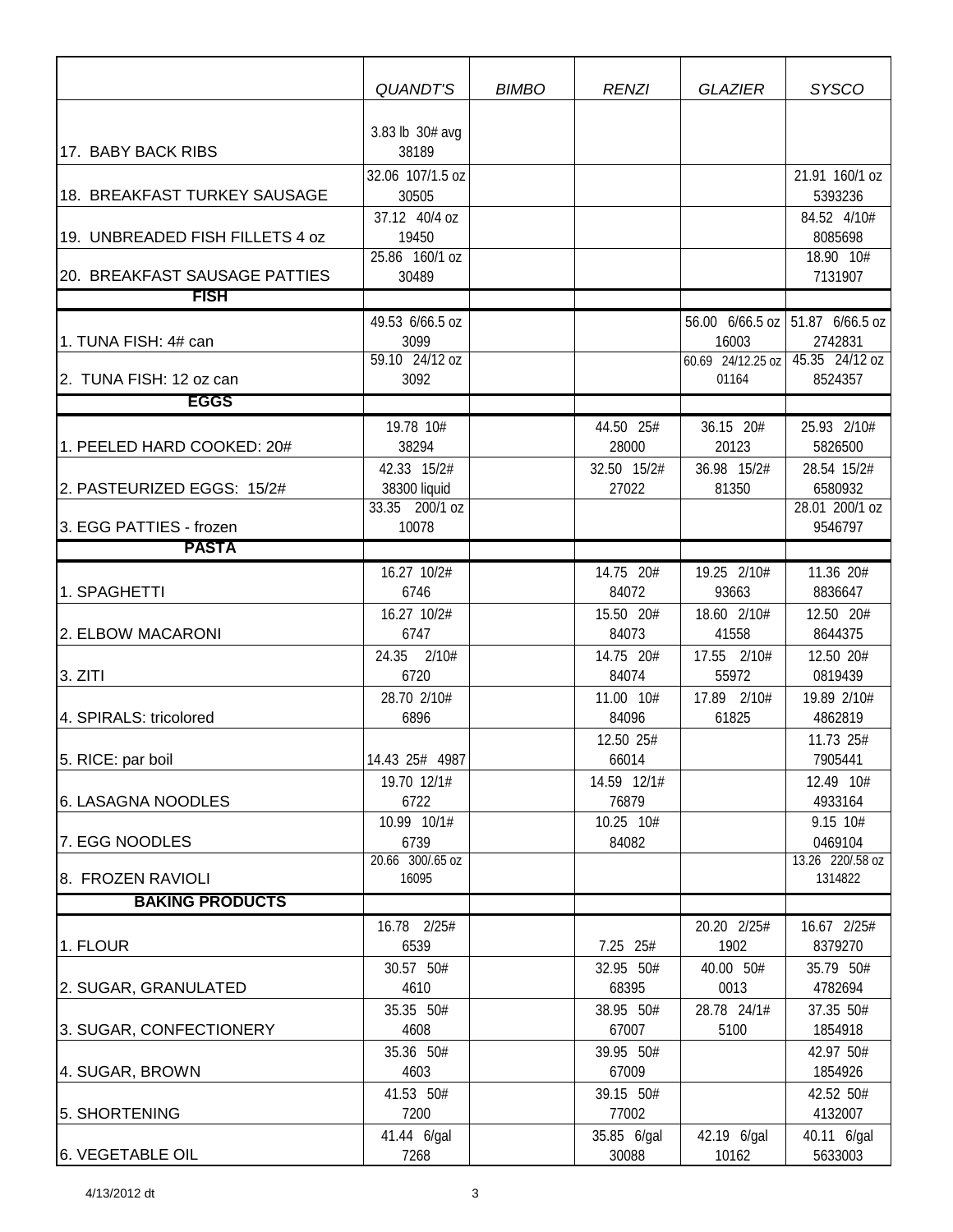| | QUANDT'S | BIMBO | RENZI | GLAZIER | SYSCO |
|---|---|---|---|---|---|
| 17. BABY BACK RIBS | 3.83 lb 30# avg 38189 | | | | |
| 18. BREAKFAST TURKEY SAUSAGE | 32.06 107/1.5 oz 30505 | | | | 21.91 160/1 oz 5393236 |
| 19. UNBREADED FISH FILLETS 4 oz | 37.12 40/4 oz 19450 | | | | 84.52 4/10# 8085698 |
| 20. BREAKFAST SAUSAGE PATTIES | 25.86 160/1 oz 30489 | | | | 18.90 10# 7131907 |
| **FISH** | | | | | |
| 1. TUNA FISH: 4# can | 49.53 6/66.5 oz 3099 | | | 56.00 6/66.5 oz 16003 | 51.87 6/66.5 oz 2742831 |
| 2. TUNA FISH: 12 oz can | 59.10 24/12 oz 3092 | | | 60.69 24/12.25 oz 01164 | 45.35 24/12 oz 8524357 |
| **EGGS** | | | | | |
| 1. PEELED HARD COOKED: 20# | 19.78 10# 38294 | | 44.50 25# 28000 | 36.15 20# 20123 | 25.93 2/10# 5826500 |
| 2. PASTEURIZED EGGS: 15/2# | 42.33 15/2# 38300 liquid | | 32.50 15/2# 27022 | 36.98 15/2# 81350 | 28.54 15/2# 6580932 |
| 3. EGG PATTIES - frozen | 33.35 200/1 oz 10078 | | | | 28.01 200/1 oz 9546797 |
| **PASTA** | | | | | |
| 1. SPAGHETTI | 16.27 10/2# 6746 | | 14.75 20# 84072 | 19.25 2/10# 93663 | 11.36 20# 8836647 |
| 2. ELBOW MACARONI | 16.27 10/2# 6747 | | 15.50 20# 84073 | 18.60 2/10# 41558 | 12.50 20# 8644375 |
| 3. ZITI | 24.35 2/10# 6720 | | 14.75 20# 84074 | 17.55 2/10# 55972 | 12.50 20# 0819439 |
| 4. SPIRALS: tricolored | 28.70 2/10# 6896 | | 11.00 10# 84096 | 17.89 2/10# 61825 | 19.89 2/10# 4862819 |
| 5. RICE: par boil | 14.43 25# 4987 | | 12.50 25# 66014 | | 11.73 25# 7905441 |
| 6. LASAGNA NOODLES | 19.70 12/1# 6722 | | 14.59 12/1# 76879 | | 12.49 10# 4933164 |
| 7. EGG NOODLES | 10.99 10/1# 6739 | | 10.25 10# 84082 | | 9.15 10# 0469104 |
| 8. FROZEN RAVIOLI | 20.66 300/.65 oz 16095 | | | | 13.26 220/.58 oz 1314822 |
| **BAKING PRODUCTS** | | | | | |
| 1. FLOUR | 16.78 2/25# 6539 | | 7.25 25# | 20.20 2/25# 1902 | 16.67 2/25# 8379270 |
| 2. SUGAR, GRANULATED | 30.57 50# 4610 | | 32.95 50# 68395 | 40.00 50# 0013 | 35.79 50# 4782694 |
| 3. SUGAR, CONFECTIONERY | 35.35 50# 4608 | | 38.95 50# 67007 | 28.78 24/1# 5100 | 37.35 50# 1854918 |
| 4. SUGAR, BROWN | 35.36 50# 4603 | | 39.95 50# 67009 | | 42.97 50# 1854926 |
| 5. SHORTENING | 41.53 50# 7200 | | 39.15 50# 77002 | | 42.52 50# 4132007 |
| 6. VEGETABLE OIL | 41.44 6/gal 7268 | | 35.85 6/gal 30088 | 42.19 6/gal 10162 | 40.11 6/gal 5633003 |

4/13/2012 dt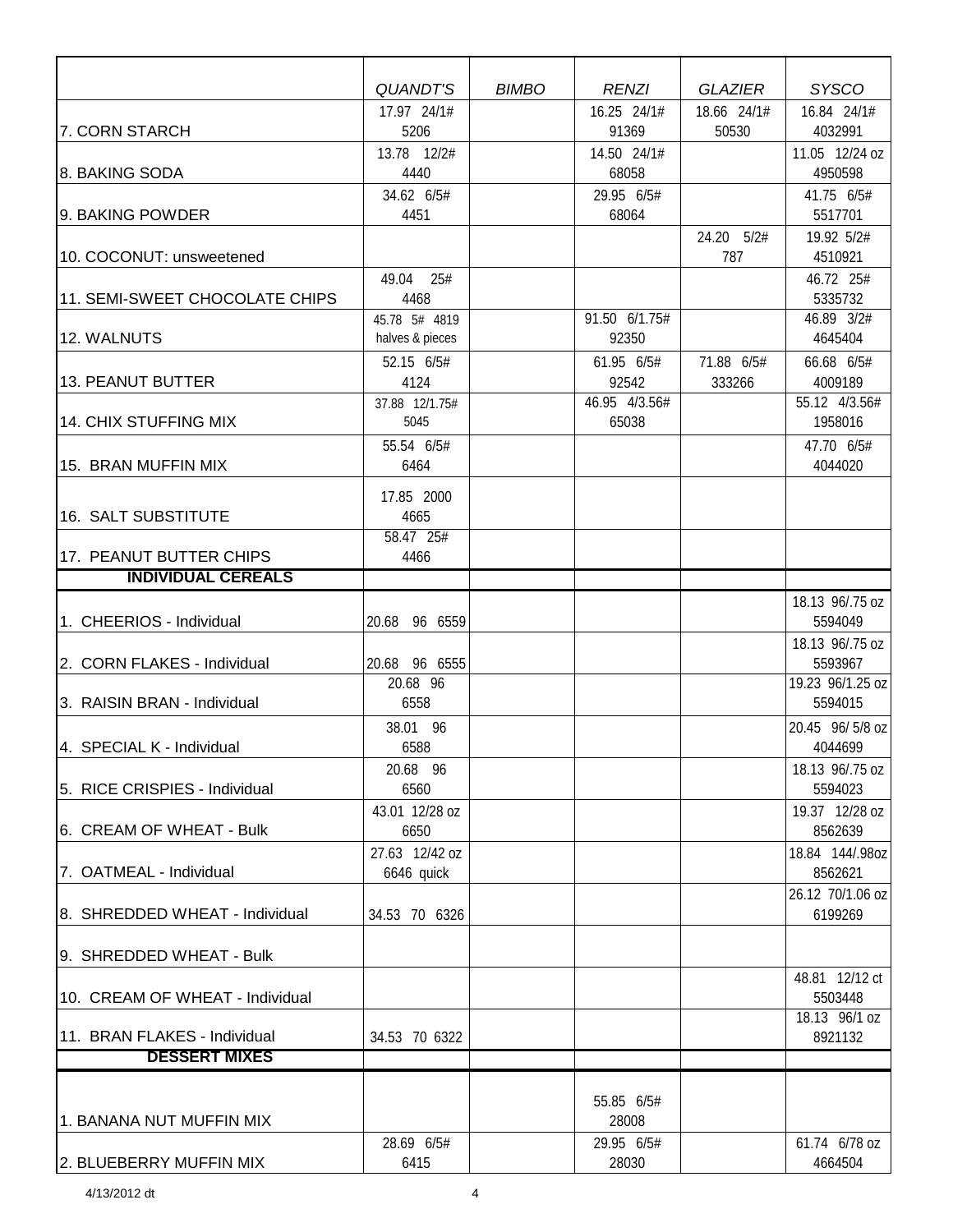| | *QUANDT'S* | *BIMBO* | *RENZI* | *GLAZIER* | *SYSCO* |
|---|---|---|---|---|---|
| 7. CORN STARCH | 17.97 24/1# 5206 | | 16.25 24/1# 91369 | 18.66 24/1# 50530 | 16.84 24/1# 4032991 |
| 8. BAKING SODA | 13.78 12/2# 4440 | | 14.50 24/1# 68058 | | 11.05 12/24 oz 4950598 |
| 9. BAKING POWDER | 34.62 6/5# 4451 | | 29.95 6/5# 68064 | | 41.75 6/5# 5517701 |
| 10. COCONUT: unsweetened | | | | 24.20 5/2# 787 | 19.92 5/2# 4510921 |
| 11. SEMI-SWEET CHOCOLATE CHIPS | 49.04 25# 4468 | | | | 46.72 25# 5335732 |
| 12. WALNUTS | 45.78 5# 4819 halves & pieces | | 91.50 6/1.75# 92350 | | 46.89 3/2# 4645404 |
| 13. PEANUT BUTTER | 52.15 6/5# 4124 | | 61.95 6/5# 92542 | 71.88 6/5# 333266 | 66.68 6/5# 4009189 |
| 14. CHIX STUFFING MIX | 37.88 12/1.75# 5045 | | 46.95 4/3.56# 65038 | | 55.12 4/3.56# 1958016 |
| 15. BRAN MUFFIN MIX | 55.54 6/5# 6464 | | | | 47.70 6/5# 4044020 |
| 16. SALT SUBSTITUTE | 17.85 2000 4665 | | | | |
| 17. PEANUT BUTTER CHIPS | 58.47 25# 4466 | | | | |
| **INDIVIDUAL CEREALS** | | | | | |
| 1. CHEERIOS - Individual | 20.68 96 6559 | | | | 18.13 96/.75 oz 5594049 |
| 2. CORN FLAKES - Individual | 20.68 96 6555 | | | | 18.13 96/.75 oz 5593967 |
| 3. RAISIN BRAN - Individual | 20.68 96 6558 | | | | 19.23 96/1.25 oz 5594015 |
| 4. SPECIAL K - Individual | 38.01 96 6588 | | | | 20.45 96/ 5/8 oz 4044699 |
| 5. RICE CRISPIES - Individual | 20.68 96 6560 | | | | 18.13 96/.75 oz 5594023 |
| 6. CREAM OF WHEAT - Bulk | 43.01 12/28 oz 6650 | | | | 19.37 12/28 oz 8562639 |
| 7. OATMEAL - Individual | 27.63 12/42 oz 6646 quick | | | | 18.84 144/.98oz 8562621 |
| 8. SHREDDED WHEAT - Individual | 34.53 70 6326 | | | | 26.12 70/1.06 oz 6199269 |
| 9. SHREDDED WHEAT - Bulk | | | | | |
| 10. CREAM OF WHEAT - Individual | | | | | 48.81 12/12 ct 5503448 |
| 11. BRAN FLAKES - Individual | 34.53 70 6322 | | | | 18.13 96/1 oz 8921132 |
| **DESSERT MIXES** | | | | | |
| 1. BANANA NUT MUFFIN MIX | | | 55.85 6/5# 28008 | | |
| 2. BLUEBERRY MUFFIN MIX | 28.69 6/5# 6415 | | 29.95 6/5# 28030 | | 61.74 6/78 oz 4664504 |

4/13/2012 dt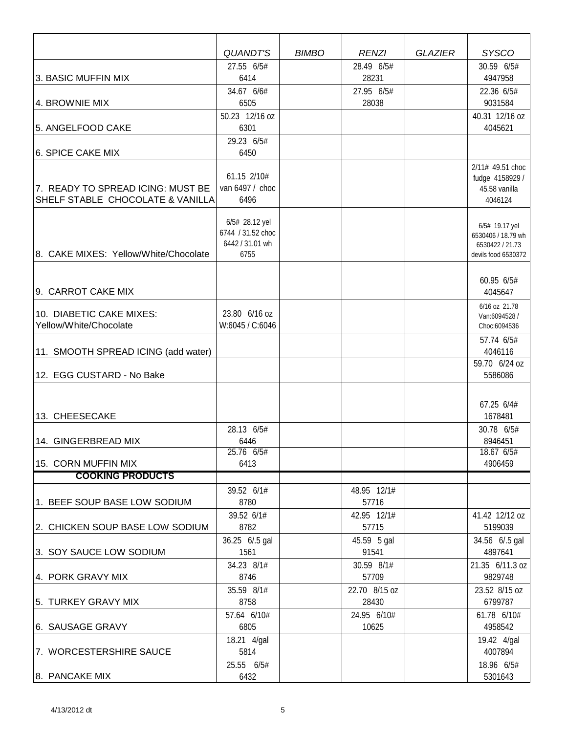| | *QUANDT'S* | *BIMBO* | *RENZI* | *GLAZIER* | *SYSCO* |
|---|---|---|---|---|---|
| 3. BASIC MUFFIN MIX | 27.55 6/5# 6414 | | 28.49 6/5# 28231 | | 30.59 6/5# 4947958 |
| 4. BROWNIE MIX | 34.67 6/6# 6505 | | 27.95 6/5# 28038 | | 22.36 6/5# 9031584 |
| 5. ANGELFOOD CAKE | 50.23 12/16 oz 6301 | | | | 40.31 12/16 oz 4045621 |
| 6. SPICE CAKE MIX | 29.23 6/5# 6450 | | | | |
| 7. READY TO SPREAD ICING: MUST BE SHELF STABLE CHOCOLATE & VANILLA | 61.15 2/10# van 6497 / choc 6496 | | | | 2/11# 49.51 choc fudge 4158929 / 45.58 vanilla 4046124 |
| 8. CAKE MIXES: Yellow/White/Chocolate | 6/5# 28.12 yel 6744 / 31.52 choc 6442 / 31.01 wh 6755 | | | | 6/5# 19.17 yel 6530406 / 18.79 wh 6530422 / 21.73 devils food 6530372 |
| 9. CARROT CAKE MIX | | | | | 60.95 6/5# 4045647 |
| 10. DIABETIC CAKE MIXES: Yellow/White/Chocolate | 23.80 6/16 oz W:6045 / C:6046 | | | | 6/16 oz 21.78 Van:6094528 / Choc:6094536 |
| 11. SMOOTH SPREAD ICING (add water) | | | | | 57.74 6/5# 4046116 |
| 12. EGG CUSTARD - No Bake | | | | | 59.70 6/24 oz 5586086 |
| 13. CHEESECAKE | | | | | 67.25 6/4# 1678481 |
| 14. GINGERBREAD MIX | 28.13 6/5# 6446 | | | | 30.78 6/5# 8946451 |
| 15. CORN MUFFIN MIX | 25.76 6/5# 6413 | | | | 18.67 6/5# 4906459 |
| **COOKING PRODUCTS** | | | | | |
| 1. BEEF SOUP BASE LOW SODIUM | 39.52 6/1# 8780 | | 48.95 12/1# 57716 | | |
| 2. CHICKEN SOUP BASE LOW SODIUM | 39.52 6/1# 8782 | | 42.95 12/1# 57715 | | 41.42 12/12 oz 5199039 |
| 3. SOY SAUCE LOW SODIUM | 36.25 6/.5 gal 1561 | | 45.59 5 gal 91541 | | 34.56 6/.5 gal 4897641 |
| 4. PORK GRAVY MIX | 34.23 8/1# 8746 | | 30.59 8/1# 57709 | | 21.35 6/11.3 oz 9829748 |
| 5. TURKEY GRAVY MIX | 35.59 8/1# 8758 | | 22.70 8/15 oz 28430 | | 23.52 8/15 oz 6799787 |
| 6. SAUSAGE GRAVY | 57.64 6/10# 6805 | | 24.95 6/10# 10625 | | 61.78 6/10# 4958542 |
| 7. WORCESTERSHIRE SAUCE | 18.21 4/gal 5814 | | | | 19.42 4/gal 4007894 |
| 8. PANCAKE MIX | 25.55 6/5# 6432 | | | | 18.96 6/5# 5301643 |

4/13/2012 dt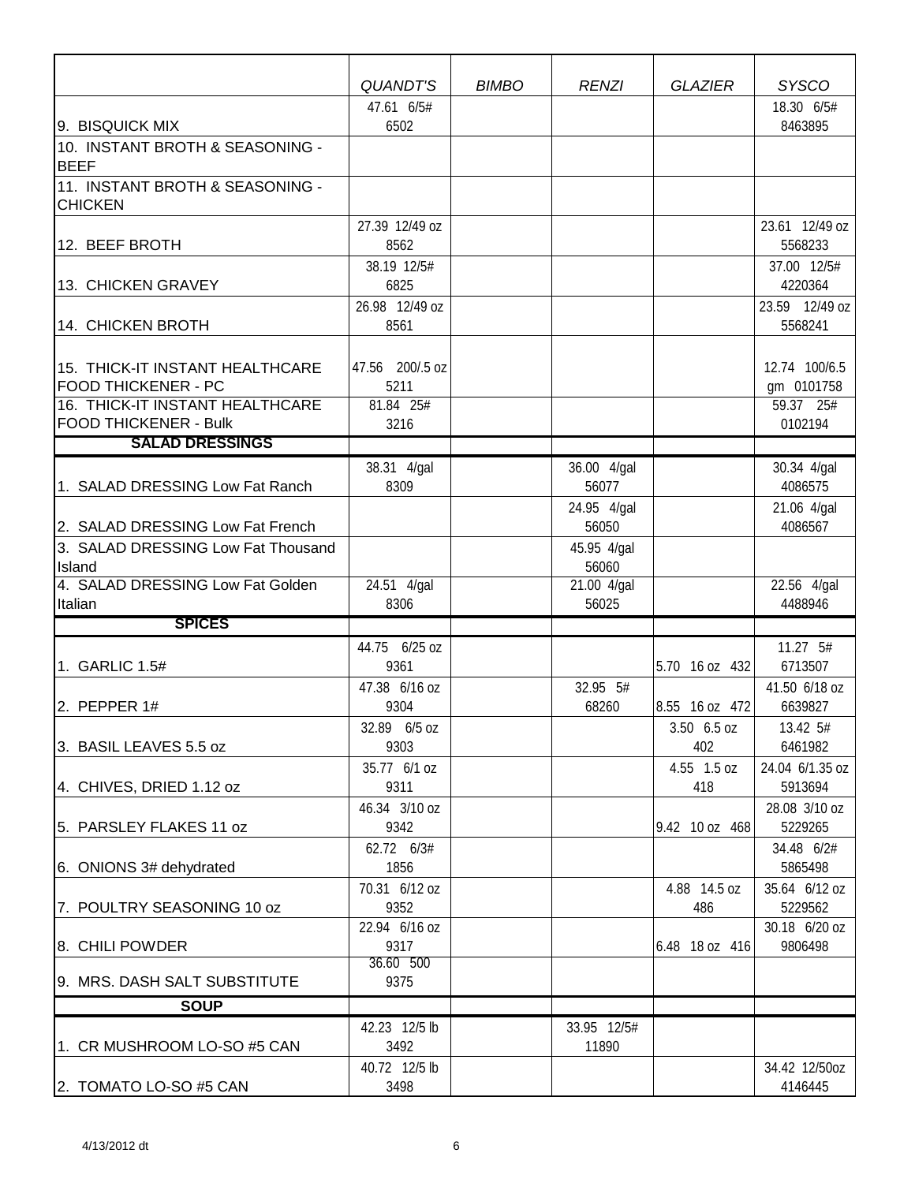| | *QUANDT'S* | *BIMBO* | *RENZI* | *GLAZIER* | *SYSCO* |
|---|---|---|---|---|---|
| 9. BISQUICK MIX | 47.61 6/5# 6502 | | | | 18.30 6/5# 8463895 |
| 10. INSTANT BROTH & SEASONING - BEEF | | | | | |
| 11. INSTANT BROTH & SEASONING - CHICKEN | | | | | |
| 12. BEEF BROTH | 27.39 12/49 oz 8562 | | | | 23.61 12/49 oz 5568233 |
| 13. CHICKEN GRAVEY | 38.19 12/5# 6825 | | | | 37.00 12/5# 4220364 |
| 14. CHICKEN BROTH | 26.98 12/49 oz 8561 | | | | 23.59 12/49 oz 5568241 |
| 15. THICK-IT INSTANT HEALTHCARE FOOD THICKENER - PC | 47.56 200/.5 oz 5211 | | | | 12.74 100/6.5 gm 0101758 |
| 16. THICK-IT INSTANT HEALTHCARE FOOD THICKENER - Bulk | 81.84 25# 3216 | | | | 59.37 25# 0102194 |
| **SALAD DRESSINGS** | | | | | |
| 1. SALAD DRESSING Low Fat Ranch | 38.31 4/gal 8309 | | 36.00 4/gal 56077 | | 30.34 4/gal 4086575 |
| 2. SALAD DRESSING Low Fat French | | | 24.95 4/gal 56050 | | 21.06 4/gal 4086567 |
| 3. SALAD DRESSING Low Fat Thousand Island | | | 45.95 4/gal 56060 | | |
| 4. SALAD DRESSING Low Fat Golden Italian | 24.51 4/gal 8306 | | 21.00 4/gal 56025 | | 22.56 4/gal 4488946 |
| **SPICES** | | | | | |
| 1. GARLIC 1.5# | 44.75 6/25 oz 9361 | | | 5.70 16 oz 432 | 11.27 5# 6713507 |
| 2. PEPPER 1# | 47.38 6/16 oz 9304 | | 32.95 5# 68260 | 8.55 16 oz 472 | 41.50 6/18 oz 6639827 |
| 3. BASIL LEAVES 5.5 oz | 32.89 6/5 oz 9303 | | | 3.50 6.5 oz 402 | 13.42 5# 6461982 |
| 4. CHIVES, DRIED 1.12 oz | 35.77 6/1 oz 9311 | | | 4.55 1.5 oz 418 | 24.04 6/1.35 oz 5913694 |
| 5. PARSLEY FLAKES 11 oz | 46.34 3/10 oz 9342 | | | 9.42 10 oz 468 | 28.08 3/10 oz 5229265 |
| 6. ONIONS 3# dehydrated | 62.72 6/3# 1856 | | | | 34.48 6/2# 5865498 |
| 7. POULTRY SEASONING 10 oz | 70.31 6/12 oz 9352 | | | 4.88 14.5 oz 486 | 35.64 6/12 oz 5229562 |
| 8. CHILI POWDER | 22.94 6/16 oz 9317 | | | 6.48 18 oz 416 | 30.18 6/20 oz 9806498 |
| 9. MRS. DASH SALT SUBSTITUTE | 36.60 500 9375 | | | | |
| **SOUP** | | | | | |
| 1. CR MUSHROOM LO-SO #5 CAN | 42.23 12/5 lb 3492 | | 33.95 12/5# 11890 | | |
| 2. TOMATO LO-SO #5 CAN | 40.72 12/5 lb 3498 | | | | 34.42 12/50oz 4146445 |

4/13/2012 dt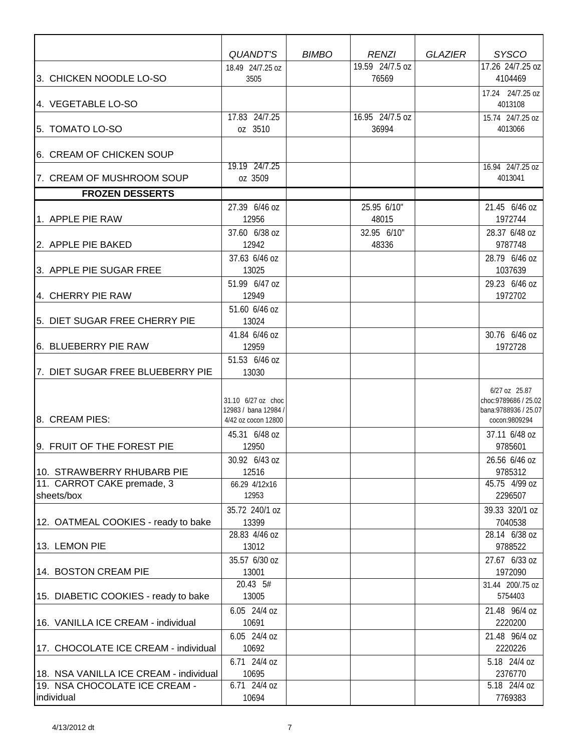| | *QUANDT'S* | *BIMBO* | *RENZI* | *GLAZIER* | *SYSCO* |
|---|---|---|---|---|---|
| 3. CHICKEN NOODLE LO-SO | 18.49 24/7.25 oz 3505 | | 19.59 24/7.5 oz 76569 | | 17.26 24/7.25 oz 4104469 |
| 4. VEGETABLE LO-SO | | | | | 17.24 24/7.25 oz 4013108 |
| 5. TOMATO LO-SO | 17.83 24/7.25 oz 3510 | | 16.95 24/7.5 oz 36994 | | 15.74 24/7.25 oz 4013066 |
| 6. CREAM OF CHICKEN SOUP | | | | | |
| 7. CREAM OF MUSHROOM SOUP | 19.19 24/7.25 oz 3509 | | | | 16.94 24/7.25 oz 4013041 |
| **FROZEN DESSERTS** | | | | | |
| 1. APPLE PIE RAW | 27.39 6/46 oz 12956 | | 25.95 6/10" 48015 | | 21.45 6/46 oz 1972744 |
| 2. APPLE PIE BAKED | 37.60 6/38 oz 12942 | | 32.95 6/10" 48336 | | 28.37 6/48 oz 9787748 |
| 3. APPLE PIE SUGAR FREE | 37.63 6/46 oz 13025 | | | | 28.79 6/46 oz 1037639 |
| 4. CHERRY PIE RAW | 51.99 6/47 oz 12949 | | | | 29.23 6/46 oz 1972702 |
| 5. DIET SUGAR FREE CHERRY PIE | 51.60 6/46 oz 13024 | | | | |
| 6. BLUEBERRY PIE RAW | 41.84 6/46 oz 12959 | | | | 30.76 6/46 oz 1972728 |
| 7. DIET SUGAR FREE BLUEBERRY PIE | 51.53 6/46 oz 13030 | | | | |
| 8. CREAM PIES: | 31.10 6/27 oz choc 12983 / bana 12984 / 4/42 oz cocon 12800 | | | | 6/27 oz 25.87 choc:9789686 / 25.02 bana:9788936 / 25.07 cocon:9809294 |
| 9. FRUIT OF THE FOREST PIE | 45.31 6/48 oz 12950 | | | | 37.11 6/48 oz 9785601 |
| 10. STRAWBERRY RHUBARB PIE | 30.92 6/43 oz 12516 | | | | 26.56 6/46 oz 9785312 |
| 11. CARROT CAKE premade, 3 sheets/box | 66.29 4/12x16 12953 | | | | 45.75 4/99 oz 2296507 |
| 12. OATMEAL COOKIES - ready to bake | 35.72 240/1 oz 13399 | | | | 39.33 320/1 oz 7040538 |
| 13. LEMON PIE | 28.83 4/46 oz 13012 | | | | 28.14 6/38 oz 9788522 |
| 14. BOSTON CREAM PIE | 35.57 6/30 oz 13001 | | | | 27.67 6/33 oz 1972090 |
| 15. DIABETIC COOKIES - ready to bake | 20.43 5# 13005 | | | | 31.44 200/.75 oz 5754403 |
| 16. VANILLA ICE CREAM - individual | 6.05 24/4 oz 10691 | | | | 21.48 96/4 oz 2220200 |
| 17. CHOCOLATE ICE CREAM - individual | 6.05 24/4 oz 10692 | | | | 21.48 96/4 oz 2220226 |
| 18. NSA VANILLA ICE CREAM - individual | 6.71 24/4 oz 10695 | | | | 5.18 24/4 oz 2376770 |
| 19. NSA CHOCOLATE ICE CREAM - individual | 6.71 24/4 oz 10694 | | | | 5.18 24/4 oz 7769383 |

4/13/2012 dt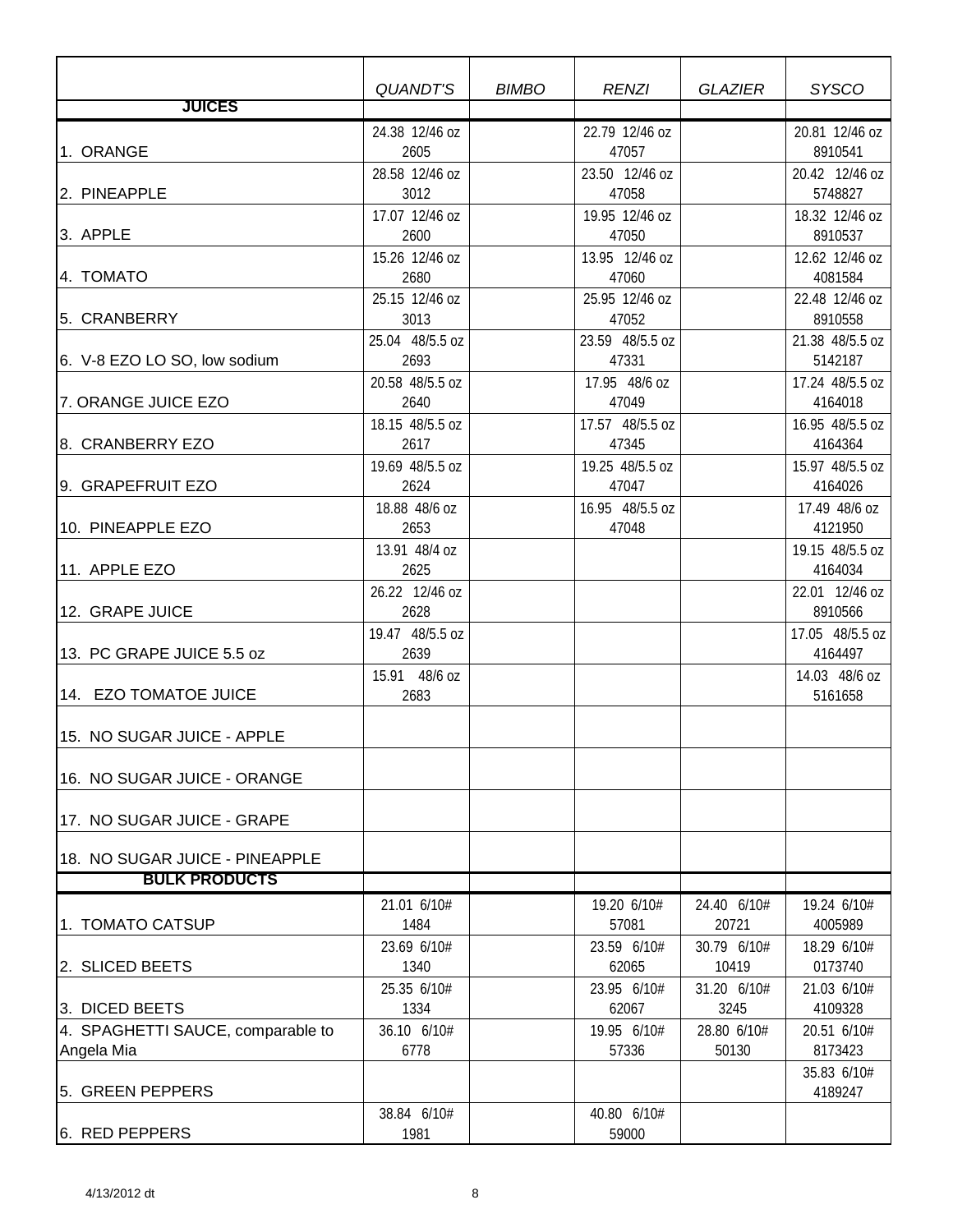| | *QUANDT'S* | *BIMBO* | *RENZI* | *GLAZIER* | *SYSCO* |
|---|---|---|---|---|---|
| **JUICES** | | | | | |
| 1. ORANGE | 24.38 12/46 oz 2605 | | 22.79 12/46 oz 47057 | | 20.81 12/46 oz 8910541 |
| 2. PINEAPPLE | 28.58 12/46 oz 3012 | | 23.50 12/46 oz 47058 | | 20.42 12/46 oz 5748827 |
| 3. APPLE | 17.07 12/46 oz 2600 | | 19.95 12/46 oz 47050 | | 18.32 12/46 oz 8910537 |
| 4. TOMATO | 15.26 12/46 oz 2680 | | 13.95 12/46 oz 47060 | | 12.62 12/46 oz 4081584 |
| 5. CRANBERRY | 25.15 12/46 oz 3013 | | 25.95 12/46 oz 47052 | | 22.48 12/46 oz 8910558 |
| 6. V-8 EZO LO SO, low sodium | 25.04 48/5.5 oz 2693 | | 23.59 48/5.5 oz 47331 | | 21.38 48/5.5 oz 5142187 |
| 7. ORANGE JUICE EZO | 20.58 48/5.5 oz 2640 | | 17.95 48/6 oz 47049 | | 17.24 48/5.5 oz 4164018 |
| 8. CRANBERRY EZO | 18.15 48/5.5 oz 2617 | | 17.57 48/5.5 oz 47345 | | 16.95 48/5.5 oz 4164364 |
| 9. GRAPEFRUIT EZO | 19.69 48/5.5 oz 2624 | | 19.25 48/5.5 oz 47047 | | 15.97 48/5.5 oz 4164026 |
| 10. PINEAPPLE EZO | 18.88 48/6 oz 2653 | | 16.95 48/5.5 oz 47048 | | 17.49 48/6 oz 4121950 |
| 11. APPLE EZO | 13.91 48/4 oz 2625 | | | | 19.15 48/5.5 oz 4164034 |
| 12. GRAPE JUICE | 26.22 12/46 oz 2628 | | | | 22.01 12/46 oz 8910566 |
| 13. PC GRAPE JUICE 5.5 oz | 19.47 48/5.5 oz 2639 | | | | 17.05 48/5.5 oz 4164497 |
| 14. EZO TOMATOE JUICE | 15.91 48/6 oz 2683 | | | | 14.03 48/6 oz 5161658 |
| 15. NO SUGAR JUICE - APPLE | | | | | |
| 16. NO SUGAR JUICE - ORANGE | | | | | |
| 17. NO SUGAR JUICE - GRAPE | | | | | |
| 18. NO SUGAR JUICE - PINEAPPLE | | | | | |
| **BULK PRODUCTS** | | | | | |
| 1. TOMATO CATSUP | 21.01 6/10# 1484 | | 19.20 6/10# 57081 | 24.40 6/10# 20721 | 19.24 6/10# 4005989 |
| 2. SLICED BEETS | 23.69 6/10# 1340 | | 23.59 6/10# 62065 | 30.79 6/10# 10419 | 18.29 6/10# 0173740 |
| 3. DICED BEETS | 25.35 6/10# 1334 | | 23.95 6/10# 62067 | 31.20 6/10# 3245 | 21.03 6/10# 4109328 |
| 4. SPAGHETTI SAUCE, comparable to Angela Mia | 36.10 6/10# 6778 | | 19.95 6/10# 57336 | 28.80 6/10# 50130 | 20.51 6/10# 8173423 |
| 5. GREEN PEPPERS | | | | | 35.83 6/10# 4189247 |
| 6. RED PEPPERS | 38.84 6/10# 1981 | | 40.80 6/10# 59000 | | |

4/13/2012 dt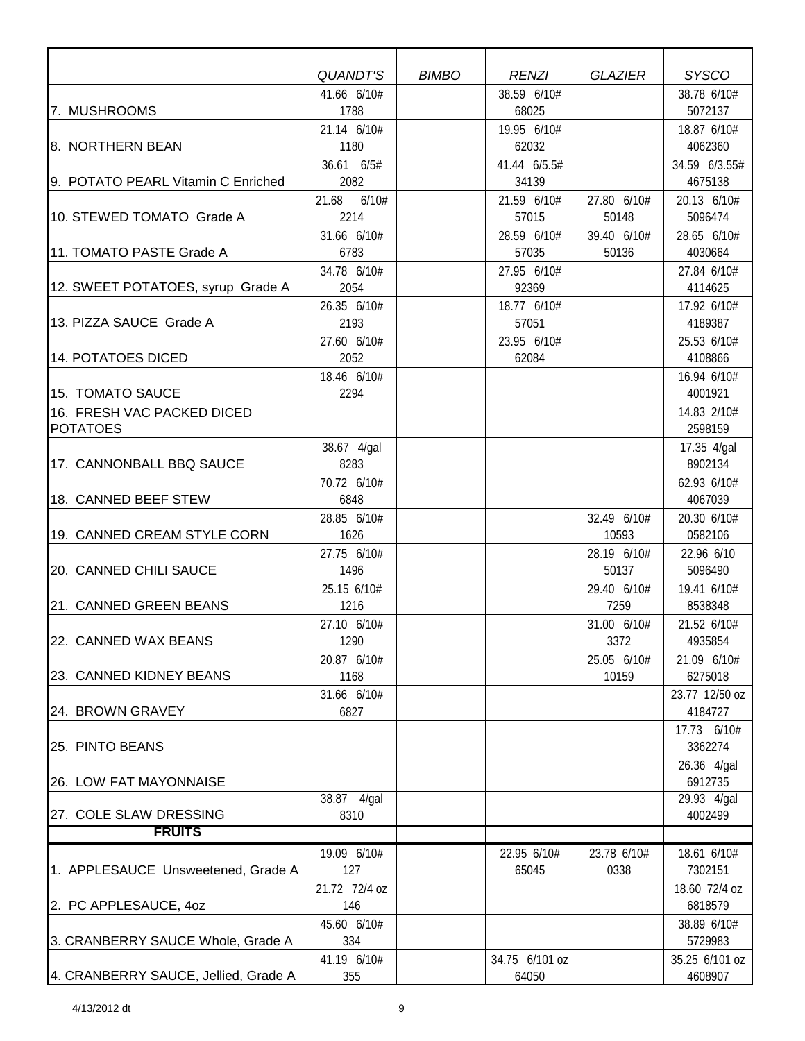| | QUANDT'S | BIMBO | RENZI | GLAZIER | SYSCO |
|---|---|---|---|---|---|
| 7. MUSHROOMS | 41.66 6/10# 1788 | | 38.59 6/10# 68025 | | 38.78 6/10# 5072137 |
| 8. NORTHERN BEAN | 21.14 6/10# 1180 | | 19.95 6/10# 62032 | | 18.87 6/10# 4062360 |
| 9. POTATO PEARL Vitamin C Enriched | 36.61 6/5# 2082 | | 41.44 6/5.5# 34139 | | 34.59 6/3.55# 4675138 |
| 10. STEWED TOMATO Grade A | 21.68 6/10# 2214 | | 21.59 6/10# 57015 | 27.80 6/10# 50148 | 20.13 6/10# 5096474 |
| 11. TOMATO PASTE Grade A | 31.66 6/10# 6783 | | 28.59 6/10# 57035 | 39.40 6/10# 50136 | 28.65 6/10# 4030664 |
| 12. SWEET POTATOES, syrup Grade A | 34.78 6/10# 2054 | | 27.95 6/10# 92369 | | 27.84 6/10# 4114625 |
| 13. PIZZA SAUCE Grade A | 26.35 6/10# 2193 | | 18.77 6/10# 57051 | | 17.92 6/10# 4189387 |
| 14. POTATOES DICED | 27.60 6/10# 2052 | | 23.95 6/10# 62084 | | 25.53 6/10# 4108866 |
| 15. TOMATO SAUCE | 18.46 6/10# 2294 | | | | 16.94 6/10# 4001921 |
| 16. FRESH VAC PACKED DICED POTATOES | | | | | 14.83 2/10# 2598159 |
| 17. CANNONBALL BBQ SAUCE | 38.67 4/gal 8283 | | | | 17.35 4/gal 8902134 |
| 18. CANNED BEEF STEW | 70.72 6/10# 6848 | | | | 62.93 6/10# 4067039 |
| 19. CANNED CREAM STYLE CORN | 28.85 6/10# 1626 | | | 32.49 6/10# 10593 | 20.30 6/10# 0582106 |
| 20. CANNED CHILI SAUCE | 27.75 6/10# 1496 | | | 28.19 6/10# 50137 | 22.96 6/10 5096490 |
| 21. CANNED GREEN BEANS | 25.15 6/10# 1216 | | | 29.40 6/10# 7259 | 19.41 6/10# 8538348 |
| 22. CANNED WAX BEANS | 27.10 6/10# 1290 | | | 31.00 6/10# 3372 | 21.52 6/10# 4935854 |
| 23. CANNED KIDNEY BEANS | 20.87 6/10# 1168 | | | 25.05 6/10# 10159 | 21.09 6/10# 6275018 |
| 24. BROWN GRAVEY | 31.66 6/10# 6827 | | | | 23.77 12/50 oz 4184727 |
| 25. PINTO BEANS | | | | | 17.73 6/10# 3362274 |
| 26. LOW FAT MAYONNAISE | | | | | 26.36 4/gal 6912735 |
| 27. COLE SLAW DRESSING | 38.87 4/gal 8310 | | | | 29.93 4/gal 4002499 |
| **FRUITS** | | | | | |
| 1. APPLESAUCE Unsweetened, Grade A | 19.09 6/10# 127 | | 22.95 6/10# 65045 | 23.78 6/10# 0338 | 18.61 6/10# 7302151 |
| 2. PC APPLESAUCE, 4oz | 21.72 72/4 oz 146 | | | | 18.60 72/4 oz 6818579 |
| 3. CRANBERRY SAUCE Whole, Grade A | 45.60 6/10# 334 | | | | 38.89 6/10# 5729983 |
| 4. CRANBERRY SAUCE, Jellied, Grade A | 41.19 6/10# 355 | | 34.75 6/101 oz 64050 | | 35.25 6/101 oz 4608907 |

4/13/2012 dt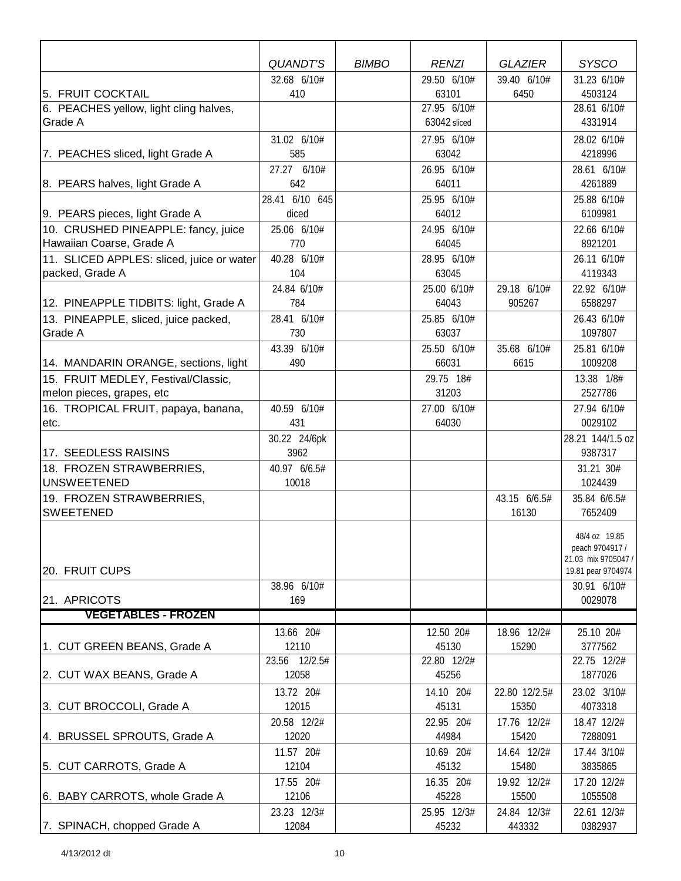| | QUANDT'S | BIMBO | RENZI | GLAZIER | SYSCO |
|---|---|---|---|---|---|
| 5. FRUIT COCKTAIL | 32.68 6/10# 410 | | 29.50 6/10# 63101 | 39.40 6/10# 6450 | 31.23 6/10# 4503124 |
| 6. PEACHES yellow, light cling halves, Grade A | | | 27.95 6/10# 63042 sliced | | 28.61 6/10# 4331914 |
| 7. PEACHES sliced, light Grade A | 31.02 6/10# 585 | | 27.95 6/10# 63042 | | 28.02 6/10# 4218996 |
| 8. PEARS halves, light Grade A | 27.27 6/10# 642 | | 26.95 6/10# 64011 | | 28.61 6/10# 4261889 |
| 9. PEARS pieces, light Grade A | 28.41 6/10 645 diced | | 25.95 6/10# 64012 | | 25.88 6/10# 6109981 |
| 10. CRUSHED PINEAPPLE: fancy, juice Hawaiian Coarse, Grade A | 25.06 6/10# 770 | | 24.95 6/10# 64045 | | 22.66 6/10# 8921201 |
| 11. SLICED APPLES: sliced, juice or water packed, Grade A | 40.28 6/10# 104 | | 28.95 6/10# 63045 | | 26.11 6/10# 4119343 |
| 12. PINEAPPLE TIDBITS: light, Grade A | 24.84 6/10# 784 | | 25.00 6/10# 64043 | 29.18 6/10# 905267 | 22.92 6/10# 6588297 |
| 13. PINEAPPLE, sliced, juice packed, Grade A | 28.41 6/10# 730 | | 25.85 6/10# 63037 | | 26.43 6/10# 1097807 |
| 14. MANDARIN ORANGE, sections, light | 43.39 6/10# 490 | | 25.50 6/10# 66031 | 35.68 6/10# 6615 | 25.81 6/10# 1009208 |
| 15. FRUIT MEDLEY, Festival/Classic, melon pieces, grapes, etc | | | 29.75 18# 31203 | | 13.38 1/8# 2527786 |
| 16. TROPICAL FRUIT, papaya, banana, etc. | 40.59 6/10# 431 | | 27.00 6/10# 64030 | | 27.94 6/10# 0029102 |
| 17. SEEDLESS RAISINS | 30.22 24/6pk 3962 | | | | 28.21 144/1.5 oz 9387317 |
| 18. FROZEN STRAWBERRIES, UNSWEETENED | 40.97 6/6.5# 10018 | | | | 31.21 30# 1024439 |
| 19. FROZEN STRAWBERRIES, SWEETENED | | | | 43.15 6/6.5# 16130 | 35.84 6/6.5# 7652409 |
| 20. FRUIT CUPS | | | | | 48/4 oz 19.85 peach 9704917 / 21.03 mix 9705047 / 19.81 pear 9704974 |
| 21. APRICOTS | 38.96 6/10# 169 | | | | 30.91 6/10# 0029078 |
| **VEGETABLES - FROZEN** | | | | | |
| 1. CUT GREEN BEANS, Grade A | 13.66 20# 12110 | | 12.50 20# 45130 | 18.96 12/2# 15290 | 25.10 20# 3777562 |
| 2. CUT WAX BEANS, Grade A | 23.56 12/2.5# 12058 | | 22.80 12/2# 45256 | | 22.75 12/2# 1877026 |
| 3. CUT BROCCOLI, Grade A | 13.72 20# 12015 | | 14.10 20# 45131 | 22.80 12/2.5# 15350 | 23.02 3/10# 4073318 |
| 4. BRUSSEL SPROUTS, Grade A | 20.58 12/2# 12020 | | 22.95 20# 44984 | 17.76 12/2# 15420 | 18.47 12/2# 7288091 |
| 5. CUT CARROTS, Grade A | 11.57 20# 12104 | | 10.69 20# 45132 | 14.64 12/2# 15480 | 17.44 3/10# 3835865 |
| 6. BABY CARROTS, whole Grade A | 17.55 20# 12106 | | 16.35 20# 45228 | 19.92 12/2# 15500 | 17.20 12/2# 1055508 |
| 7. SPINACH, chopped Grade A | 23.23 12/3# 12084 | | 25.95 12/3# 45232 | 24.84 12/3# 443332 | 22.61 12/3# 0382937 |

4/13/2012 dt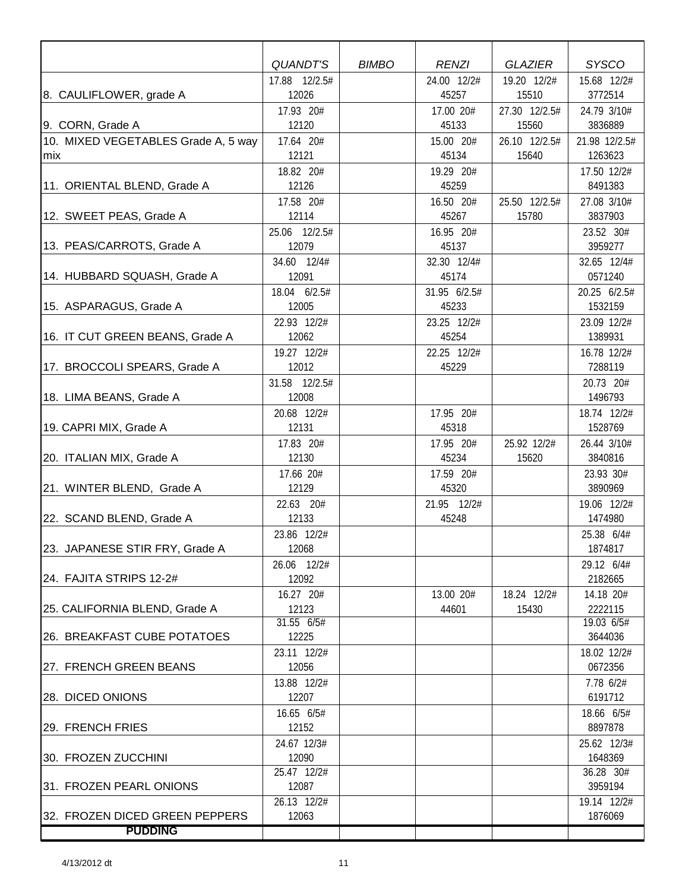| | QUANDT'S | BIMBO | RENZI | GLAZIER | SYSCO |
|---|---|---|---|---|---|
| 8. CAULIFLOWER, grade A | 17.88 12/2.5# 12026 | | 24.00 12/2# 45257 | 19.20 12/2# 15510 | 15.68 12/2# 3772514 |
| 9. CORN, Grade A | 17.93 20# 12120 | | 17.00 20# 45133 | 27.30 12/2.5# 15560 | 24.79 3/10# 3836889 |
| 10. MIXED VEGETABLES Grade A, 5 way mix | 17.64 20# 12121 | | 15.00 20# 45134 | 26.10 12/2.5# 15640 | 21.98 12/2.5# 1263623 |
| 11. ORIENTAL BLEND, Grade A | 18.82 20# 12126 | | 19.29 20# 45259 | | 17.50 12/2# 8491383 |
| 12. SWEET PEAS, Grade A | 17.58 20# 12114 | | 16.50 20# 45267 | 25.50 12/2.5# 15780 | 27.08 3/10# 3837903 |
| 13. PEAS/CARROTS, Grade A | 25.06 12/2.5# 12079 | | 16.95 20# 45137 | | 23.52 30# 3959277 |
| 14. HUBBARD SQUASH, Grade A | 34.60 12/4# 12091 | | 32.30 12/4# 45174 | | 32.65 12/4# 0571240 |
| 15. ASPARAGUS, Grade A | 18.04 6/2.5# 12005 | | 31.95 6/2.5# 45233 | | 20.25 6/2.5# 1532159 |
| 16. IT CUT GREEN BEANS, Grade A | 22.93 12/2# 12062 | | 23.25 12/2# 45254 | | 23.09 12/2# 1389931 |
| 17. BROCCOLI SPEARS, Grade A | 19.27 12/2# 12012 | | 22.25 12/2# 45229 | | 16.78 12/2# 7288119 |
| 18. LIMA BEANS, Grade A | 31.58 12/2.5# 12008 | | | | 20.73 20# 1496793 |
| 19. CAPRI MIX, Grade A | 20.68 12/2# 12131 | | 17.95 20# 45318 | | 18.74 12/2# 1528769 |
| 20. ITALIAN MIX, Grade A | 17.83 20# 12130 | | 17.95 20# 45234 | 25.92 12/2# 15620 | 26.44 3/10# 3840816 |
| 21. WINTER BLEND, Grade A | 17.66 20# 12129 | | 17.59 20# 45320 | | 23.93 30# 3890969 |
| 22. SCAND BLEND, Grade A | 22.63 20# 12133 | | 21.95 12/2# 45248 | | 19.06 12/2# 1474980 |
| 23. JAPANESE STIR FRY, Grade A | 23.86 12/2# 12068 | | | | 25.38 6/4# 1874817 |
| 24. FAJITA STRIPS 12-2# | 26.06 12/2# 12092 | | | | 29.12 6/4# 2182665 |
| 25. CALIFORNIA BLEND, Grade A | 16.27 20# 12123 | | 13.00 20# 44601 | 18.24 12/2# 15430 | 14.18 20# 2222115 |
| 26. BREAKFAST CUBE POTATOES | 31.55 6/5# 12225 | | | | 19.03 6/5# 3644036 |
| 27. FRENCH GREEN BEANS | 23.11 12/2# 12056 | | | | 18.02 12/2# 0672356 |
| 28. DICED ONIONS | 13.88 12/2# 12207 | | | | 7.78 6/2# 6191712 |
| 29. FRENCH FRIES | 16.65 6/5# 12152 | | | | 18.66 6/5# 8897878 |
| 30. FROZEN ZUCCHINI | 24.67 12/3# 12090 | | | | 25.62 12/3# 1648369 |
| 31. FROZEN PEARL ONIONS | 25.47 12/2# 12087 | | | | 36.28 30# 3959194 |
| 32. FROZEN DICED GREEN PEPPERS | 26.13 12/2# 12063 | | | | 19.14 12/2# 1876069 |
| **PUDDING** | | | | | |

4/13/2012 dt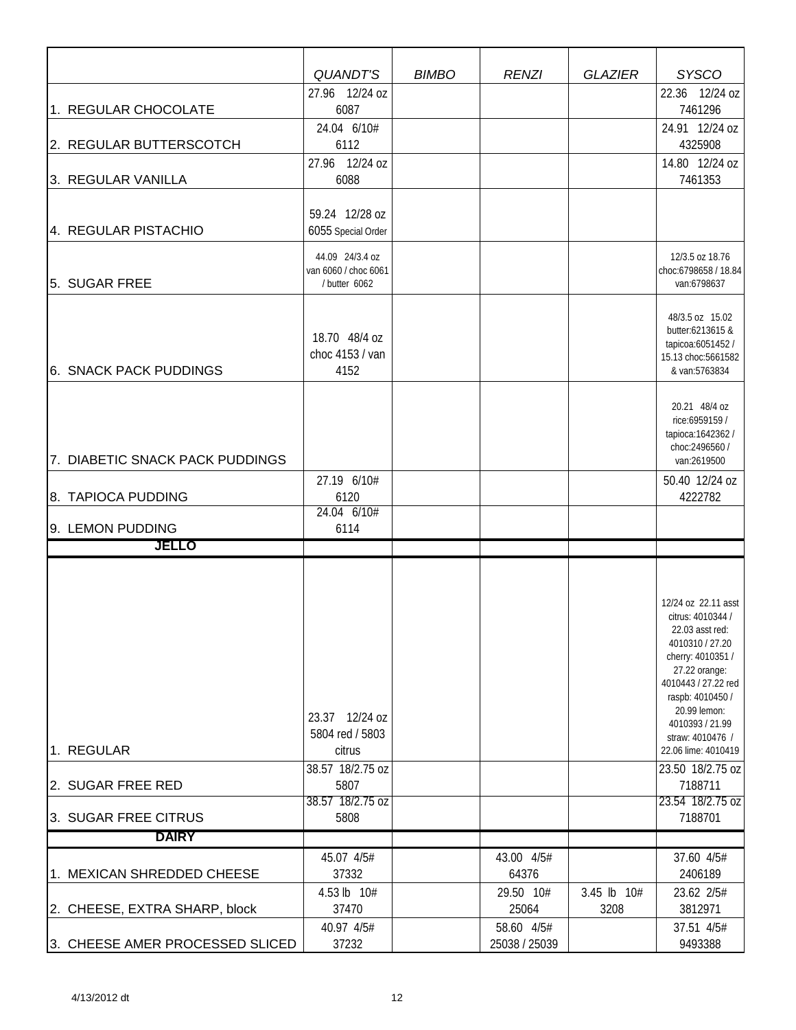| | QUANDT'S | BIMBO | RENZI | GLAZIER | SYSCO |
|---|---|---|---|---|---|
| 1. REGULAR CHOCOLATE | 27.96 12/24 oz 6087 | | | | 22.36 12/24 oz 7461296 |
| 2. REGULAR BUTTERSCOTCH | 24.04 6/10# 6112 | | | | 24.91 12/24 oz 4325908 |
| 3. REGULAR VANILLA | 27.96 12/24 oz 6088 | | | | 14.80 12/24 oz 7461353 |
| 4. REGULAR PISTACHIO | 59.24 12/28 oz 6055 Special Order | | | | |
| 5. SUGAR FREE | 44.09 24/3.4 oz van 6060 / choc 6061 / butter 6062 | | | | 12/3.5 oz 18.76 choc:6798658 / 18.84 van:6798637 |
| 6. SNACK PACK PUDDINGS | 18.70 48/4 oz choc 4153 / van 4152 | | | | 48/3.5 oz 15.02 butter:6213615 & tapicoa:6051452 / 15.13 choc:5661582 & van:5763834 |
| 7. DIABETIC SNACK PACK PUDDINGS | | | | | 20.21 48/4 oz rice:6959159 / tapioca:1642362 / choc:2496560 / van:2619500 |
| 8. TAPIOCA PUDDING | 27.19 6/10# 6120 | | | | 50.40 12/24 oz 4222782 |
| 9. LEMON PUDDING | 24.04 6/10# 6114 | | | | |
| **JELLO** | | | | | |
| 1. REGULAR | 23.37 12/24 oz 5804 red / 5803 citrus | | | | 12/24 oz 22.11 asst citrus: 4010344 / 22.03 asst red: 4010310 / 27.20 cherry: 4010351 / 27.22 orange: 4010443 / 27.22 red raspb: 4010450 / 20.99 lemon: 4010393 / 21.99 straw: 4010476 / 22.06 lime: 4010419 |
| 2. SUGAR FREE RED | 38.57 18/2.75 oz 5807 | | | | 23.50 18/2.75 oz 7188711 |
| 3. SUGAR FREE CITRUS | 38.57 18/2.75 oz 5808 | | | | 23.54 18/2.75 oz 7188701 |
| **DAIRY** | | | | | |
| 1. MEXICAN SHREDDED CHEESE | 45.07 4/5# 37332 | | 43.00 4/5# 64376 | | 37.60 4/5# 2406189 |
| 2. CHEESE, EXTRA SHARP, block | 4.53 lb 10# 37470 | | 29.50 10# 25064 | 3.45 lb 10# 3208 | 23.62 2/5# 3812971 |
| 3. CHEESE AMER PROCESSED SLICED | 40.97 4/5# 37232 | | 58.60 4/5# 25038 / 25039 | | 37.51 4/5# 9493388 |

4/13/2012 dt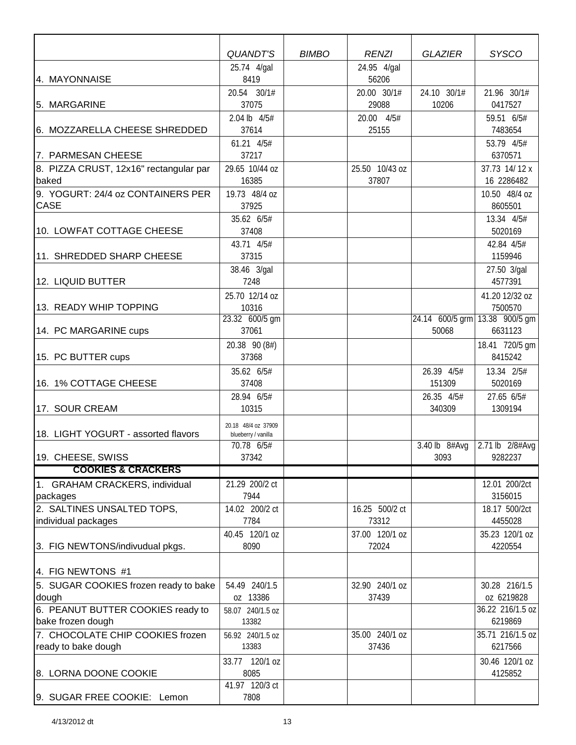| | QUANDT'S | BIMBO | RENZI | GLAZIER | SYSCO |
|---|---|---|---|---|---|
| 4. MAYONNAISE | 25.74 4/gal 8419 | | 24.95 4/gal 56206 | | |
| 5. MARGARINE | 20.54 30/1# 37075 | | 20.00 30/1# 29088 | 24.10 30/1# 10206 | 21.96 30/1# 0417527 |
| 6. MOZZARELLA CHEESE SHREDDED | 2.04 lb 4/5# 37614 | | 20.00 4/5# 25155 | | 59.51 6/5# 7483654 |
| 7. PARMESAN CHEESE | 61.21 4/5# 37217 | | | | 53.79 4/5# 6370571 |
| 8. PIZZA CRUST, 12x16" rectangular par baked | 29.65 10/44 oz 16385 | | 25.50 10/43 oz 37807 | | 37.73 14/ 12 x 16 2286482 |
| 9. YOGURT: 24/4 oz CONTAINERS PER CASE | 19.73 48/4 oz 37925 | | | | 10.50 48/4 oz 8605501 |
| 10. LOWFAT COTTAGE CHEESE | 35.62 6/5# 37408 | | | | 13.34 4/5# 5020169 |
| 11. SHREDDED SHARP CHEESE | 43.71 4/5# 37315 | | | | 42.84 4/5# 1159946 |
| 12. LIQUID BUTTER | 38.46 3/gal 7248 | | | | 27.50 3/gal 4577391 |
| 13. READY WHIP TOPPING | 25.70 12/14 oz 10316 | | | | 41.20 12/32 oz 7500570 |
| 14. PC MARGARINE cups | 23.32 600/5 gm 37061 | | | 24.14 600/5 grm 50068 | 13.38 900/5 gm 6631123 |
| 15. PC BUTTER cups | 20.38 90 (8#) 37368 | | | | 18.41 720/5 gm 8415242 |
| 16. 1% COTTAGE CHEESE | 35.62 6/5# 37408 | | | 26.39 4/5# 151309 | 13.34 2/5# 5020169 |
| 17. SOUR CREAM | 28.94 6/5# 10315 | | | 26.35 4/5# 340309 | 27.65 6/5# 1309194 |
| 18. LIGHT YOGURT - assorted flavors | 20.18 48/4 oz 37909 blueberry / vanilla | | | | |
| 19. CHEESE, SWISS | 70.78 6/5# 37342 | | | 3.40 lb 8#Avg 3093 | 2.71 lb 2/8#Avg 9282237 |
| **COOKIES & CRACKERS** | | | | | |
| 1. GRAHAM CRACKERS, individual packages | 21.29 200/2 ct 7944 | | | | 12.01 200/2ct 3156015 |
| 2. SALTINES UNSALTED TOPS, individual packages | 14.02 200/2 ct 7784 | | 16.25 500/2 ct 73312 | | 18.17 500/2ct 4455028 |
| 3. FIG NEWTONS/indivudual pkgs. | 40.45 120/1 oz 8090 | | 37.00 120/1 oz 72024 | | 35.23 120/1 oz 4220554 |
| 4. FIG NEWTONS #1 | | | | | |
| 5. SUGAR COOKIES frozen ready to bake dough | 54.49 240/1.5 oz 13386 | | 32.90 240/1 oz 37439 | | 30.28 216/1.5 oz 6219828 |
| 6. PEANUT BUTTER COOKIES ready to bake frozen dough | 58.07 240/1.5 oz 13382 | | | | 36.22 216/1.5 oz 6219869 |
| 7. CHOCOLATE CHIP COOKIES frozen ready to bake dough | 56.92 240/1.5 oz 13383 | | 35.00 240/1 oz 37436 | | 35.71 216/1.5 oz 6217566 |
| 8. LORNA DOONE COOKIE | 33.77 120/1 oz 8085 | | | | 30.46 120/1 oz 4125852 |
| 9. SUGAR FREE COOKIE: Lemon | 41.97 120/3 ct 7808 | | | | |

4/13/2012 dt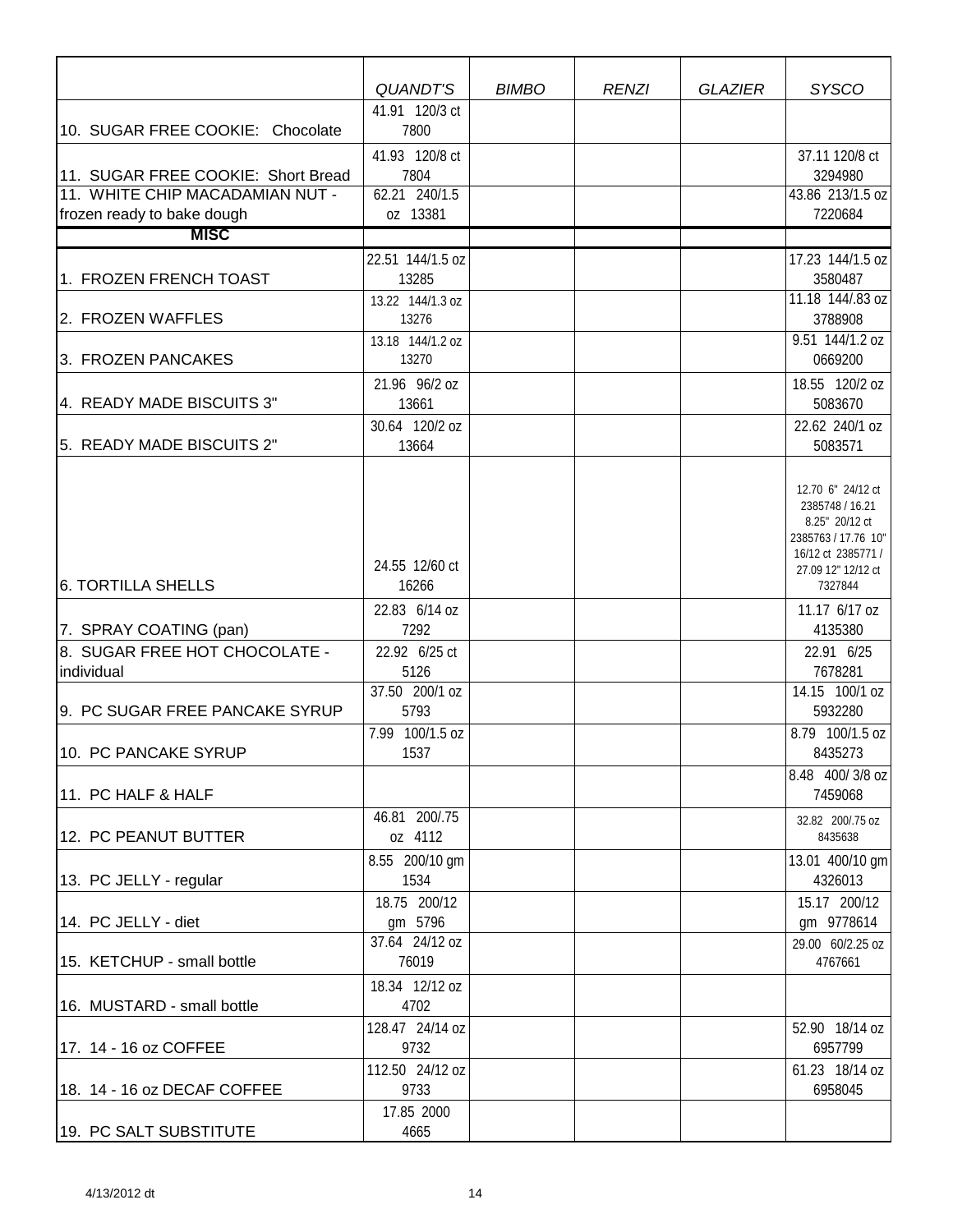| | QUANDT'S | BIMBO | RENZI | GLAZIER | SYSCO |
|---|---|---|---|---|---|
| 10. SUGAR FREE COOKIE: Chocolate | 41.91 120/3 ct 7800 | | | | |
| 11. SUGAR FREE COOKIE: Short Bread | 41.93 120/8 ct 7804 | | | | 37.11 120/8 ct 3294980 |
| 11. WHITE CHIP MACADAMIAN NUT - frozen ready to bake dough | 62.21 240/1.5 oz 13381 | | | | 43.86 213/1.5 oz 7220684 |
| **MISC** | | | | | |
| 1. FROZEN FRENCH TOAST | 22.51 144/1.5 oz 13285 | | | | 17.23 144/1.5 oz 3580487 |
| 2. FROZEN WAFFLES | 13.22 144/1.3 oz 13276 | | | | 11.18 144/.83 oz 3788908 |
| 3. FROZEN PANCAKES | 13.18 144/1.2 oz 13270 | | | | 9.51 144/1.2 oz 0669200 |
| 4. READY MADE BISCUITS 3" | 21.96 96/2 oz 13661 | | | | 18.55 120/2 oz 5083670 |
| 5. READY MADE BISCUITS 2" | 30.64 120/2 oz 13664 | | | | 22.62 240/1 oz 5083571 |
| 6. TORTILLA SHELLS | 24.55 12/60 ct 16266 | | | | 12.70 6" 24/12 ct 2385748 / 16.21 8.25" 20/12 ct 2385763 / 17.76 10" 16/12 ct 2385771 / 27.09 12" 12/12 ct 7327844 |
| 7. SPRAY COATING (pan) | 22.83 6/14 oz 7292 | | | | 11.17 6/17 oz 4135380 |
| 8. SUGAR FREE HOT CHOCOLATE - individual | 22.92 6/25 ct 5126 | | | | 22.91 6/25 7678281 |
| 9. PC SUGAR FREE PANCAKE SYRUP | 37.50 200/1 oz 5793 | | | | 14.15 100/1 oz 5932280 |
| 10. PC PANCAKE SYRUP | 7.99 100/1.5 oz 1537 | | | | 8.79 100/1.5 oz 8435273 |
| 11. PC HALF & HALF | | | | | 8.48 400/ 3/8 oz 7459068 |
| 12. PC PEANUT BUTTER | 46.81 200/.75 oz 4112 | | | | 32.82 200/.75 oz 8435638 |
| 13. PC JELLY - regular | 8.55 200/10 gm 1534 | | | | 13.01 400/10 gm 4326013 |
| 14. PC JELLY - diet | 18.75 200/12 gm 5796 | | | | 15.17 200/12 gm 9778614 |
| 15. KETCHUP - small bottle | 37.64 24/12 oz 76019 | | | | 29.00 60/2.25 oz 4767661 |
| 16. MUSTARD - small bottle | 18.34 12/12 oz 4702 | | | | |
| 17. 14 - 16 oz COFFEE | 128.47 24/14 oz 9732 | | | | 52.90 18/14 oz 6957799 |
| 18. 14 - 16 oz DECAF COFFEE | 112.50 24/12 oz 9733 | | | | 61.23 18/14 oz 6958045 |
| 19. PC SALT SUBSTITUTE | 17.85 2000 4665 | | | | |

4/13/2012 dt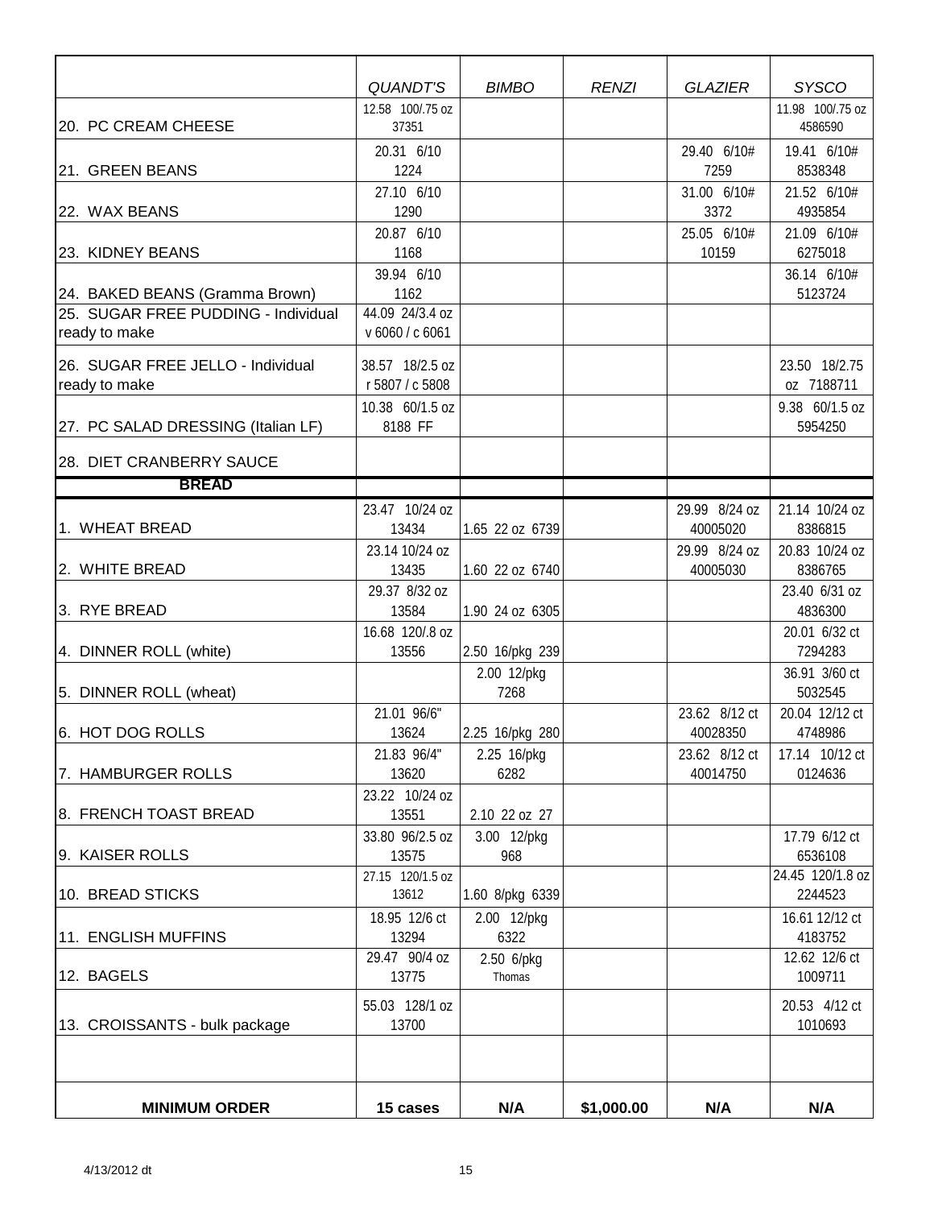| | QUANDT'S | BIMBO | RENZI | GLAZIER | SYSCO |
|---|---|---|---|---|---|
| 20. PC CREAM CHEESE | 12.58 100/.75 oz 37351 | | | | 11.98 100/.75 oz 4586590 |
| 21. GREEN BEANS | 20.31 6/10 1224 | | | 29.40 6/10# 7259 | 19.41 6/10# 8538348 |
| 22. WAX BEANS | 27.10 6/10 1290 | | | 31.00 6/10# 3372 | 21.52 6/10# 4935854 |
| 23. KIDNEY BEANS | 20.87 6/10 1168 | | | 25.05 6/10# 10159 | 21.09 6/10# 6275018 |
| 24. BAKED BEANS (Gramma Brown) | 39.94 6/10 1162 | | | | 36.14 6/10# 5123724 |
| 25. SUGAR FREE PUDDING - Individual ready to make | 44.09 24/3.4 oz v 6060 / c 6061 | | | | |
| 26. SUGAR FREE JELLO - Individual ready to make | 38.57 18/2.5 oz r 5807 / c 5808 | | | | 23.50 18/2.75 oz 7188711 |
| 27. PC SALAD DRESSING (Italian LF) | 10.38 60/1.5 oz 8188 FF | | | | 9.38 60/1.5 oz 5954250 |
| 28. DIET CRANBERRY SAUCE | | | | | |
| **BREAD** | | | | | |
| 1. WHEAT BREAD | 23.47 10/24 oz 13434 | 1.65 22 oz 6739 | | 29.99 8/24 oz 40005020 | 21.14 10/24 oz 8386815 |
| 2. WHITE BREAD | 23.14 10/24 oz 13435 | 1.60 22 oz 6740 | | 29.99 8/24 oz 40005030 | 20.83 10/24 oz 8386765 |
| 3. RYE BREAD | 29.37 8/32 oz 13584 | 1.90 24 oz 6305 | | | 23.40 6/31 oz 4836300 |
| 4. DINNER ROLL (white) | 16.68 120/.8 oz 13556 | 2.50 16/pkg 239 | | | 20.01 6/32 ct 7294283 |
| 5. DINNER ROLL (wheat) | | 2.00 12/pkg 7268 | | | 36.91 3/60 ct 5032545 |
| 6. HOT DOG ROLLS | 21.01 96/6" 13624 | 2.25 16/pkg 280 | | 23.62 8/12 ct 40028350 | 20.04 12/12 ct 4748986 |
| 7. HAMBURGER ROLLS | 21.83 96/4" 13620 | 2.25 16/pkg 6282 | | 23.62 8/12 ct 40014750 | 17.14 10/12 ct 0124636 |
| 8. FRENCH TOAST BREAD | 23.22 10/24 oz 13551 | 2.10 22 oz 27 | | | |
| 9. KAISER ROLLS | 33.80 96/2.5 oz 13575 | 3.00 12/pkg 968 | | | 17.79 6/12 ct 6536108 |
| 10. BREAD STICKS | 27.15 120/1.5 oz 13612 | 1.60 8/pkg 6339 | | | 24.45 120/1.8 oz 2244523 |
| 11. ENGLISH MUFFINS | 18.95 12/6 ct 13294 | 2.00 12/pkg 6322 | | | 16.61 12/12 ct 4183752 |
| 12. BAGELS | 29.47 90/4 oz 13775 | 2.50 6/pkg Thomas | | | 12.62 12/6 ct 1009711 |
| 13. CROISSANTS - bulk package | 55.03 128/1 oz 13700 | | | | 20.53 4/12 ct 1010693 |
| | | | | | |
| **MINIMUM ORDER** | **15 cases** | **N/A** | **$1,000.00** | **N/A** | **N/A** |

4/13/2012 dt